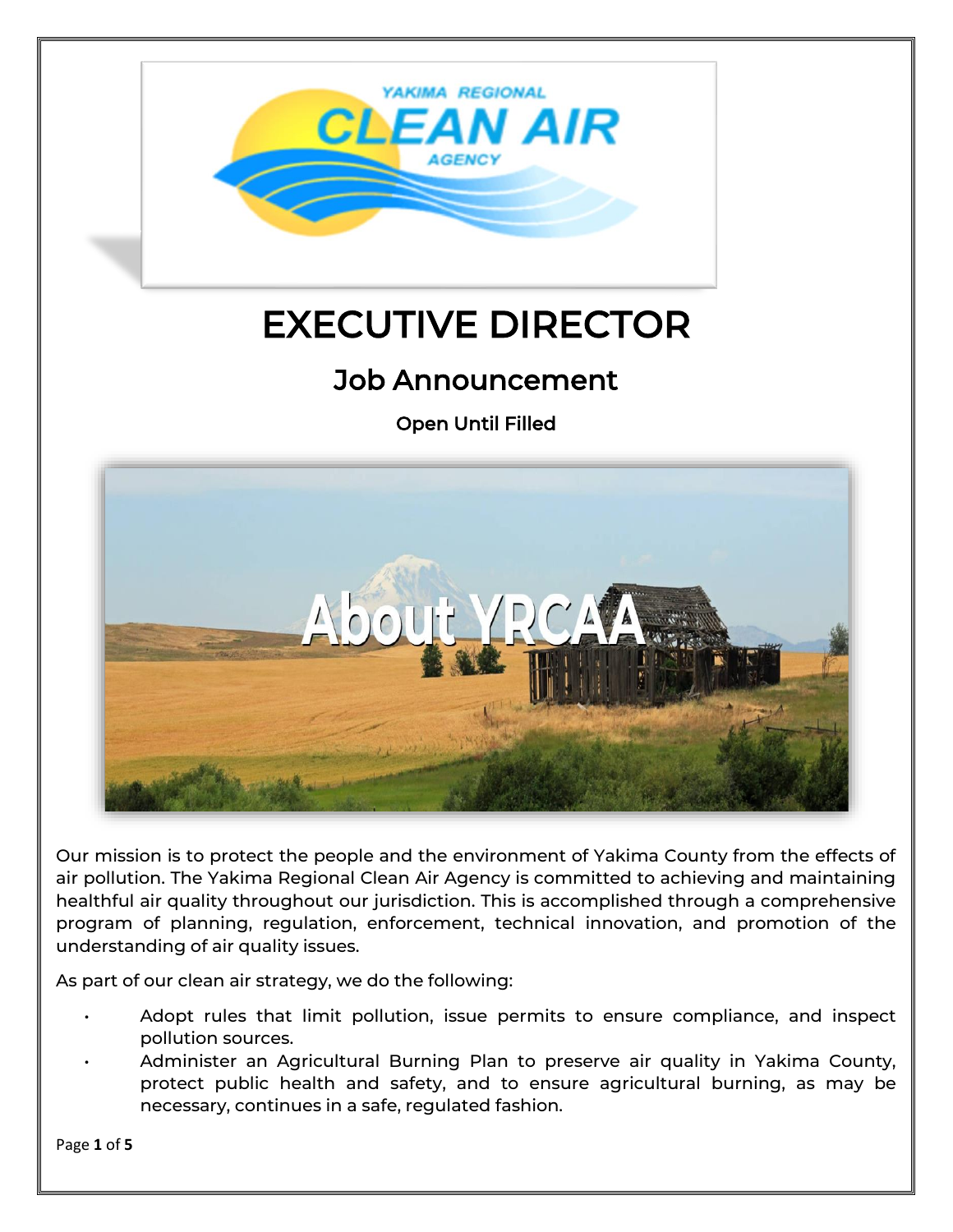# EXECUTIVE DIRECTOR

## Job Announcement

**Open Until Filled**

Our mission is to protect the people and the environment of Yakima County from the effects of air pollution. The Yakima Regional Clean Air Agency is committed to achieving and maintaining healthful air quality throughout our jurisdiction. This is accomplished through a comprehensive program of planning, regulation, enforcement, technical innovation, and promotion of the understanding of air quality issues.

As part of our clean air strategy, we do the following:

- Adopt rules that limit pollution, issue permits to ensure compliance, and inspect pollution sources.
- Administer an Agricultural Burning Plan to preserve air quality in Yakima County, protect public health and safety, and to ensure agricultural burning, as may be necessary, continues in a safe, regulated fashion.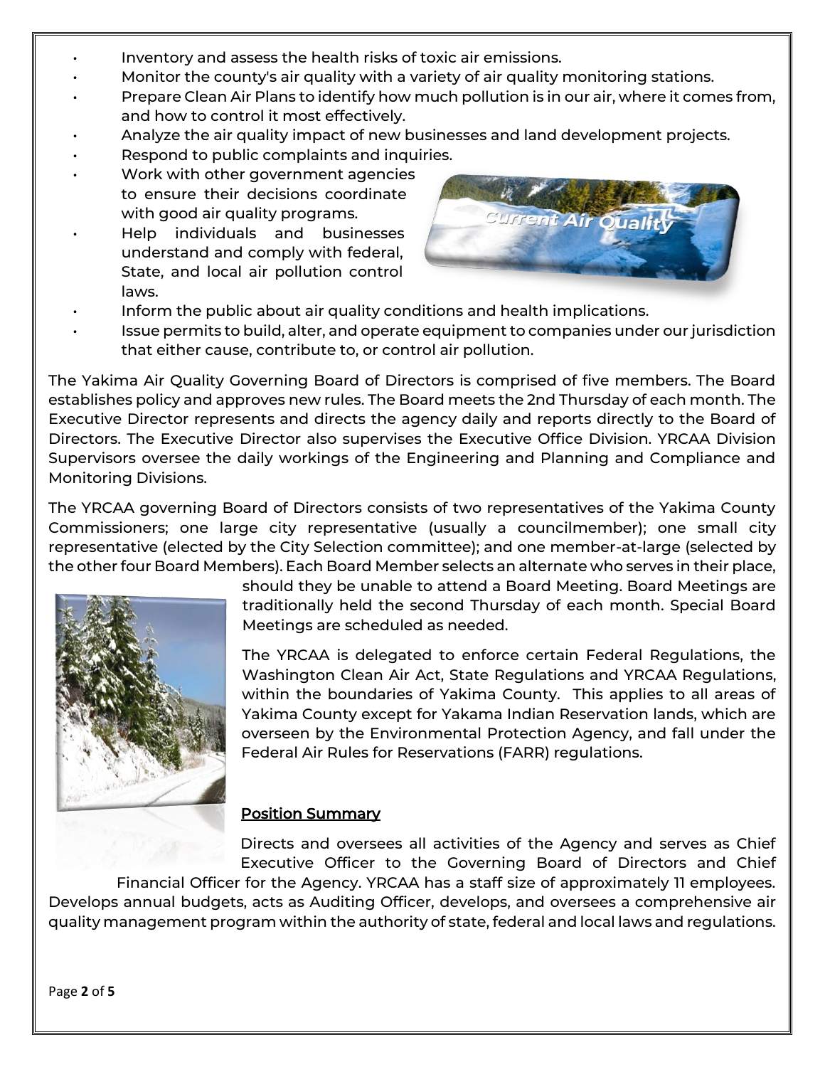- Inventory and assess the health risks of toxic air emissions.
- Monitor the county's air quality with a variety of air quality monitoring stations.
- Prepare Clean Air Plans to identify how much pollution is in our air, where it comes from, and how to control it most effectively.
- Analyze the air quality impact of new businesses and land development projects.
- Respond to public complaints and inquiries.
- Work with other government agencies to ensure their decisions coordinate with good air quality programs.
- Help individuals and businesses understand and comply with federal, State, and local air pollution control laws.
- Inform the public about air quality conditions and health implications.
- Issue permits to build, alter, and operate equipment to companies under our jurisdiction that either cause, contribute to, or control air pollution.

The Yakima Air Quality Governing Board of Directors is comprised of five members. The Board establishes policy and approves new rules. The Board meets the 2nd Thursday of each month. The Executive Director represents and directs the agency daily and reports directly to the Board of Directors. The Executive Director also supervises the Executive Office Division. YRCAA Division Supervisors oversee the daily workings of the Engineering and Planning and Compliance and Monitoring Divisions.

The YRCAA governing Board of Directors consists of two representatives of the Yakima County Commissioners; one large city representative (usually a councilmember); one small city representative (elected by the City Selection committee); and one member-at-large (selected by the other four Board Members). Each Board Member selects an alternate who serves in their place, should they be unable to attend a Board Meeting. Board Meetings are traditionally held the second Thursday of each month. Special Board Meetings are scheduled as needed.

The YRCAA is delegated to enforce certain Federal Regulations, the Washington Clean Air Act, State Regulations and YRCAA Regulations, within the boundaries of Yakima County. This applies to all areas of Yakima County except for Yakama Indian Reservation lands, which are overseen by the Environmental Protection Agency, and fall under the Federal Air Rules for Reservations (FARR) regulations.

## Position Summary

Directs and oversees all activities of the Agency and serves as Chief Executive Officer to the Governing Board of Directors and Chief Financial Officer for the Agency. YRCAA has a staff size of approximately 11 employees. Develops annual budgets, acts as Auditing Officer, develops, and oversees a comprehensive air quality management program within the authority of state, federal and local laws and regulations.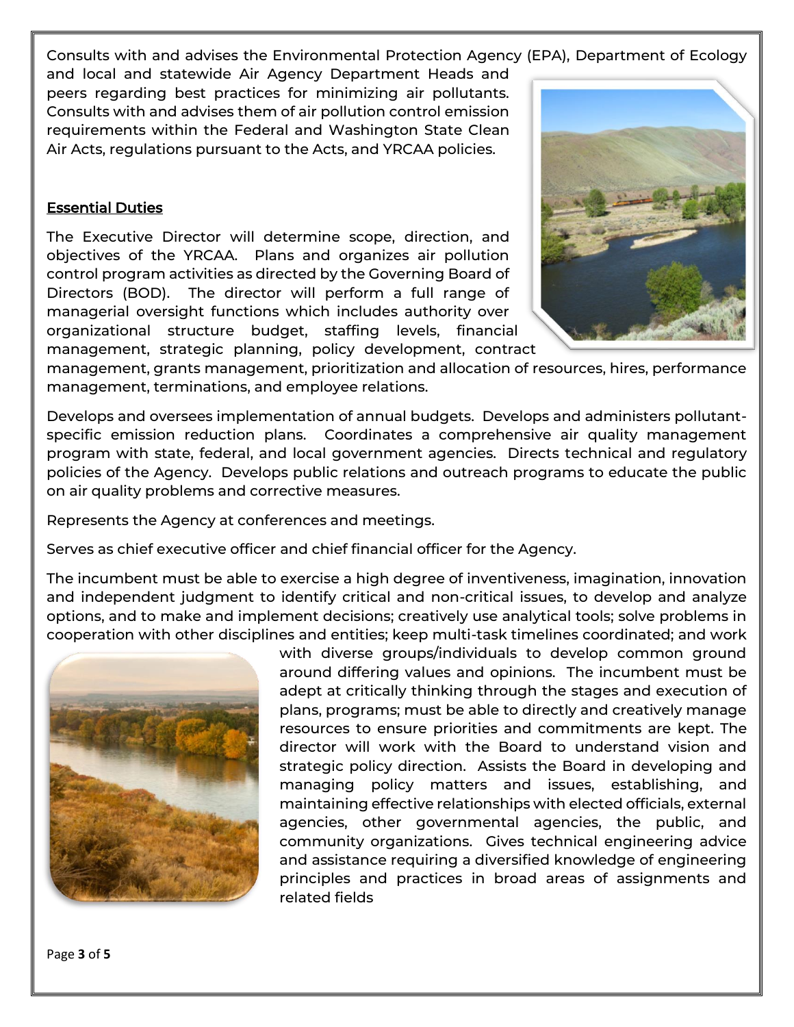Consults with and advises the Environmental Protection Agency (EPA), Department of Ecology and local and statewide Air Agency Department Heads and peers regarding best practices for minimizing air pollutants. Consults with and advises them of air pollution control emission requirements within the Federal and Washington State Clean Air Acts, regulations pursuant to the Acts, and YRCAA policies.

## Essential Duties

The Executive Director will determine scope, direction, and objectives of the YRCAA. Plans and organizes air pollution control program activities as directed by the Governing Board of Directors (BOD). The director will perform a full range of managerial oversight functions which includes authority over organizational structure budget, staffing levels, financial management, strategic planning, policy development, contract management, grants management, prioritization and allocation of resources, hires, performance management, terminations, and employee relations.

Develops and oversees implementation of annual budgets. Develops and administers pollutant-specific emission reduction plans. Coordinates a comprehensive air quality management program with state, federal, and local government agencies. Directs technical and regulatory policies of the Agency. Develops public relations and outreach programs to educate the public on air quality problems and corrective measures.

Represents the Agency at conferences and meetings.

Serves as chief executive officer and chief financial officer for the Agency.

The incumbent must be able to exercise a high degree of inventiveness, imagination, innovation and independent judgment to identify critical and non-critical issues, to develop and analyze options, and to make and implement decisions; creatively use analytical tools; solve problems in cooperation with other disciplines and entities; keep multi-task timelines coordinated; and work with diverse groups/individuals to develop common ground around differing values and opinions. The incumbent must be adept at critically thinking through the stages and execution of plans, programs; must be able to directly and creatively manage resources to ensure priorities and commitments are kept. The director will work with the Board to understand vision and strategic policy direction. Assists the Board in developing and managing policy matters and issues, establishing, and maintaining effective relationships with elected officials, external agencies, other governmental agencies, the public, and community organizations. Gives technical engineering advice and assistance requiring a diversified knowledge of engineering principles and practices in broad areas of assignments and related fields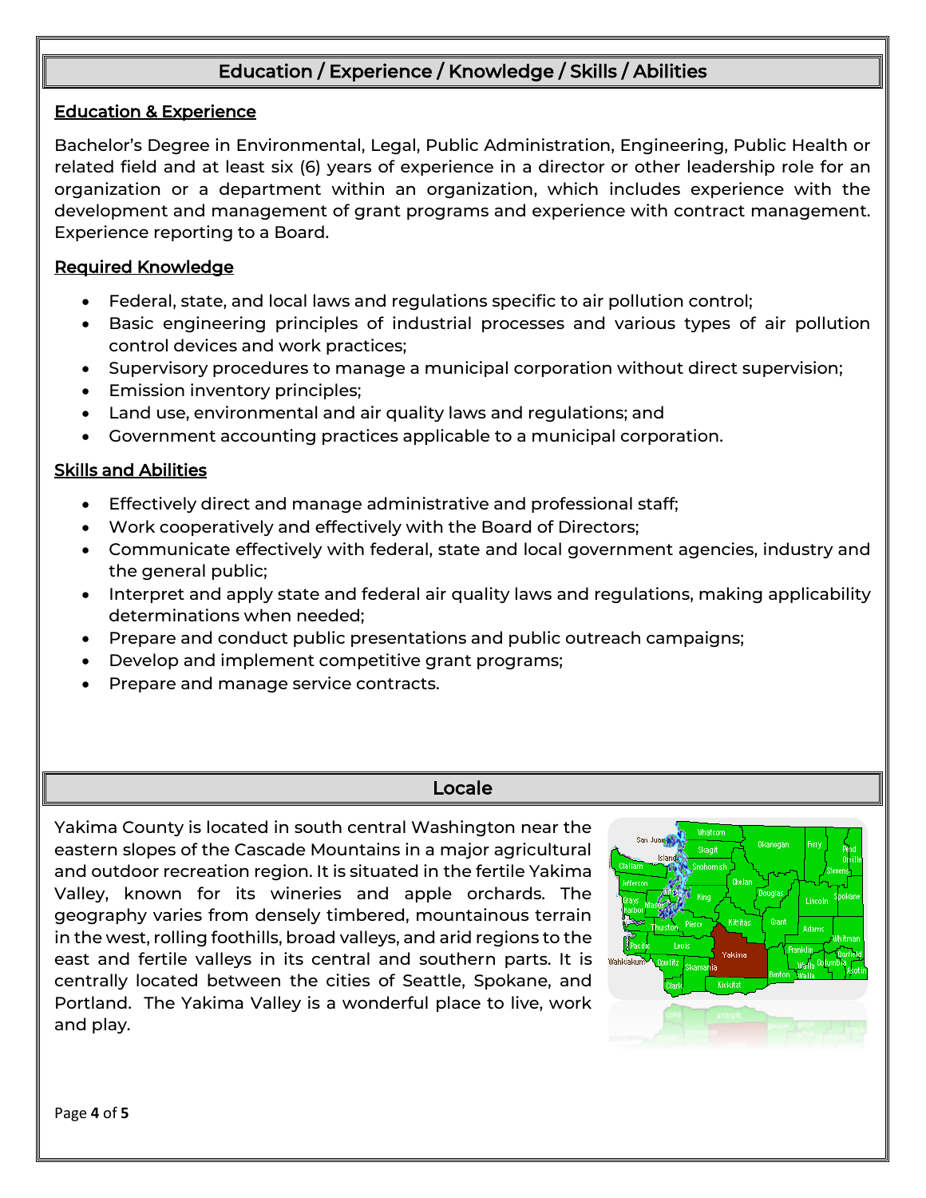## Education / Experience / Knowledge / Skills / Abilities

### Education & Experience

Bachelor's Degree in Environmental, Legal, Public Administration, Engineering, Public Health or related field and at least six (6) years of experience in a director or other leadership role for an organization or a department within an organization, which includes experience with the development and management of grant programs and experience with contract management. Experience reporting to a Board.

### Required Knowledge

- Federal, state, and local laws and regulations specific to air pollution control;
- Basic engineering principles of industrial processes and various types of air pollution control devices and work practices;
- Supervisory procedures to manage a municipal corporation without direct supervision;
- Emission inventory principles;
- Land use, environmental and air quality laws and regulations; and
- Government accounting practices applicable to a municipal corporation.

### Skills and Abilities

- Effectively direct and manage administrative and professional staff;
- Work cooperatively and effectively with the Board of Directors;
- Communicate effectively with federal, state and local government agencies, industry and the general public;
- Interpret and apply state and federal air quality laws and regulations, making applicability determinations when needed;
- Prepare and conduct public presentations and public outreach campaigns;
- Develop and implement competitive grant programs;
- Prepare and manage service contracts.

## Locale

Yakima County is located in south central Washington near the eastern slopes of the Cascade Mountains in a major agricultural and outdoor recreation region. It is situated in the fertile Yakima Valley, known for its wineries and apple orchards. The geography varies from densely timbered, mountainous terrain in the west, rolling foothills, broad valleys, and arid regions to the east and fertile valleys in its central and southern parts. It is centrally located between the cities of Seattle, Spokane, and Portland. The Yakima Valley is a wonderful place to live, work and play.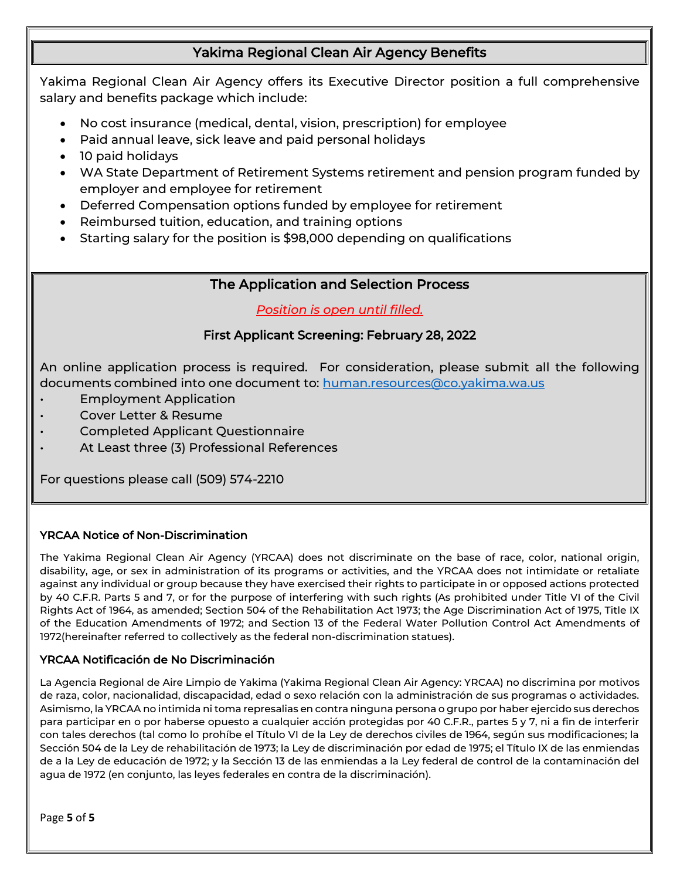## Yakima Regional Clean Air Agency Benefits

Yakima Regional Clean Air Agency offers its Executive Director position a full comprehensive salary and benefits package which include:

- No cost insurance (medical, dental, vision, prescription) for employee
- Paid annual leave, sick leave and paid personal holidays
- 10 paid holidays
- WA State Department of Retirement Systems retirement and pension program funded by employer and employee for retirement
- Deferred Compensation options funded by employee for retirement
- Reimbursed tuition, education, and training options
- Starting salary for the position is $98,000 depending on qualifications

## The Application and Selection Process

*Position is open until filled.*

**First Applicant Screening: February 28, 2022**

An online application process is required. For consideration, please submit all the following documents combined into one document to: human.resources@co.yakima.wa.us

- Employment Application
- Cover Letter & Resume
- Completed Applicant Questionnaire
- At Least three (3) Professional References

For questions please call (509) 574-2210

### YRCAA Notice of Non-Discrimination

The Yakima Regional Clean Air Agency (YRCAA) does not discriminate on the base of race, color, national origin, disability, age, or sex in administration of its programs or activities, and the YRCAA does not intimidate or retaliate against any individual or group because they have exercised their rights to participate in or opposed actions protected by 40 C.F.R. Parts 5 and 7, or for the purpose of interfering with such rights (As prohibited under Title VI of the Civil Rights Act of 1964, as amended; Section 504 of the Rehabilitation Act 1973; the Age Discrimination Act of 1975, Title IX of the Education Amendments of 1972; and Section 13 of the Federal Water Pollution Control Act Amendments of 1972(hereinafter referred to collectively as the federal non-discrimination statues).

### YRCAA Notificación de No Discriminación

La Agencia Regional de Aire Limpio de Yakima (Yakima Regional Clean Air Agency: YRCAA) no discrimina por motivos de raza, color, nacionalidad, discapacidad, edad o sexo relación con la administración de sus programas o actividades. Asimismo, la YRCAA no intimida ni toma represalias en contra ninguna persona o grupo por haber ejercido sus derechos para participar en o por haberse opuesto a cualquier acción protegidas por 40 C.F.R., partes 5 y 7, ni a fin de interferir con tales derechos (tal como lo prohíbe el Título VI de la Ley de derechos civiles de 1964, según sus modificaciones; la Sección 504 de la Ley de rehabilitación de 1973; la Ley de discriminación por edad de 1975; el Título IX de las enmiendas de a la Ley de educación de 1972; y la Sección 13 de las enmiendas a la Ley federal de control de la contaminación del agua de 1972 (en conjunto, las leyes federales en contra de la discriminación).